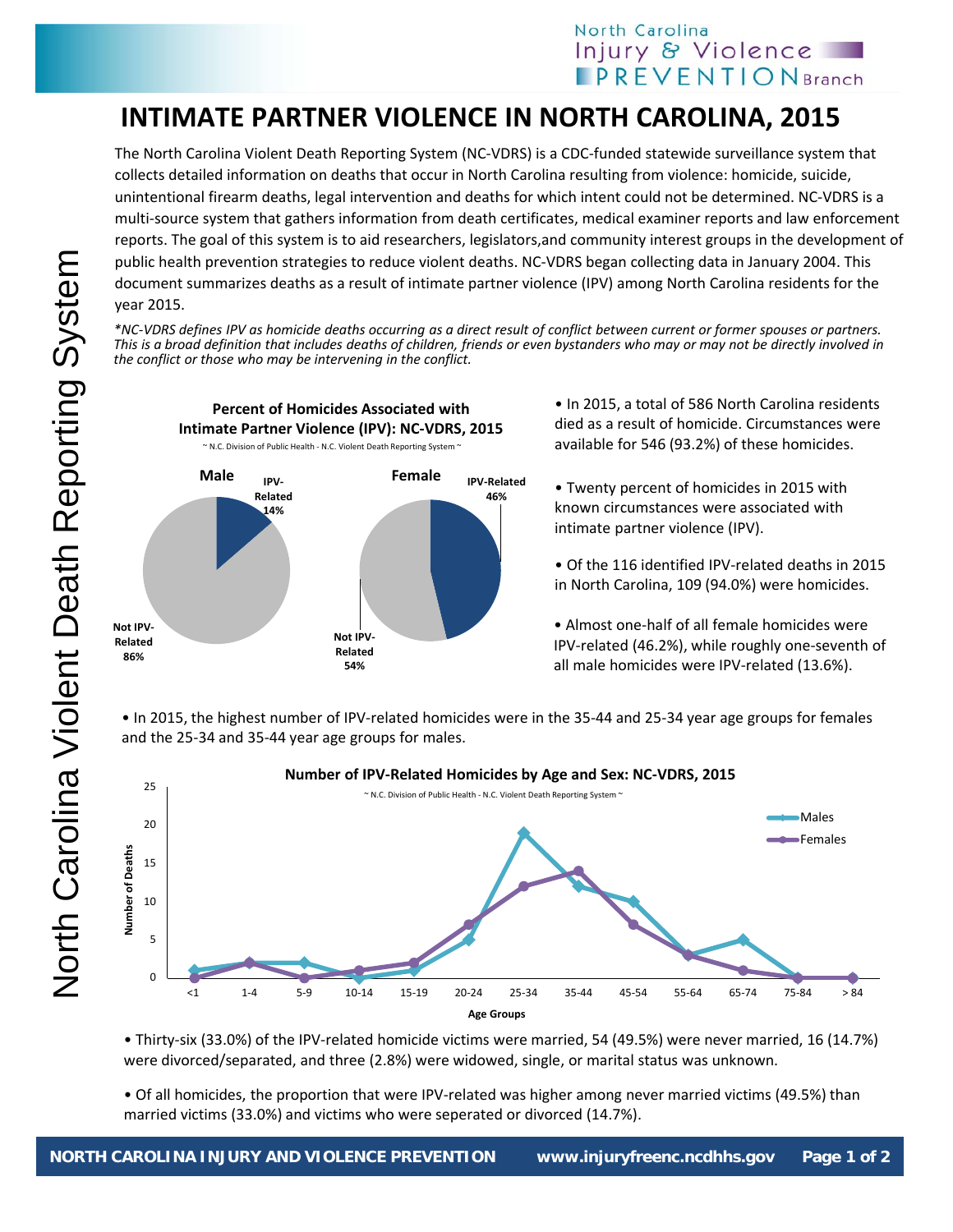# INTIMATE PARTNER VIOLENCE IN NORTH CAROLINA, 2015

The North Carolina Violent Death Reporting System (NC-VDRS) is a CDC-funded statewide surveillance system that collects detailed information on deaths that occur in North Carolina resulting from violence: homicide, suicide, unintentional firearm deaths, legal intervention and deaths for which intent could not be determined. NC-VDRS is a multi-source system that gathers information from death certificates, medical examiner reports and law enforcement reports. The goal of this system is to aid researchers, legislators,and community interest groups in the development of public health prevention strategies to reduce violent deaths. NC-VDRS began collecting data in January 2004. This document summarizes deaths as a result of intimate partner violence (IPV) among North Carolina residents for the year 2015.

*NC-VDRS defines IPV as homicide deaths occurring as a direct result of conflict between current or former spouses or partners. This is a broad definition that includes deaths of children, friends or even bystanders who may or may not be directly involved in the conflict or those who may be intervening in the conflict.*

**Percent of Homicides Associated with Intimate Partner Violence (IPV): NC-VDRS, 2015**

~ N.C. Division of Public Health - N.C. Violent Death Reporting System ~

| | IPV-Related | Not IPV-Related |
|---|---|---|
| Male | 14% | 86% |
| Female | 46% | 54% |

- In 2015, a total of 586 North Carolina residents died as a result of homicide. Circumstances were available for 546 (93.2%) of these homicides.
- Twenty percent of homicides in 2015 with known circumstances were associated with intimate partner violence (IPV).
- Of the 116 identified IPV-related deaths in 2015 in North Carolina, 109 (94.0%) were homicides.
- Almost one-half of all female homicides were IPV-related (46.2%), while roughly one-seventh of all male homicides were IPV-related (13.6%).
- In 2015, the highest number of IPV-related homicides were in the 35-44 and 25-34 year age groups for females and the 25-34 and 35-44 year age groups for males.

**Number of IPV-Related Homicides by Age and Sex: NC-VDRS, 2015**

~ N.C. Division of Public Health - N.C. Violent Death Reporting System ~

| Age Groups | Males | Females |
|---|---|---|
| <1 | 1 | 0 |
| 1-4 | 2 | 2 |
| 5-9 | 2 | 0 |
| 10-14 | 0 | 1 |
| 15-19 | 1 | 2 |
| 20-24 | 5 | 7 |
| 25-34 | 19 | 12 |
| 35-44 | 12 | 14 |
| 45-54 | 10 | 7 |
| 55-64 | 3 | 3 |
| 65-74 | 5 | 1 |
| 75-84 | 0 | 0 |
| > 84 | 0 | 0 |

- Thirty-six (33.0%) of the IPV-related homicide victims were married, 54 (49.5%) were never married, 16 (14.7%) were divorced/separated, and three (2.8%) were widowed, single, or marital status was unknown.
- Of all homicides, the proportion that were IPV-related was higher among never married victims (49.5%) than married victims (33.0%) and victims who were seperated or divorced (14.7%).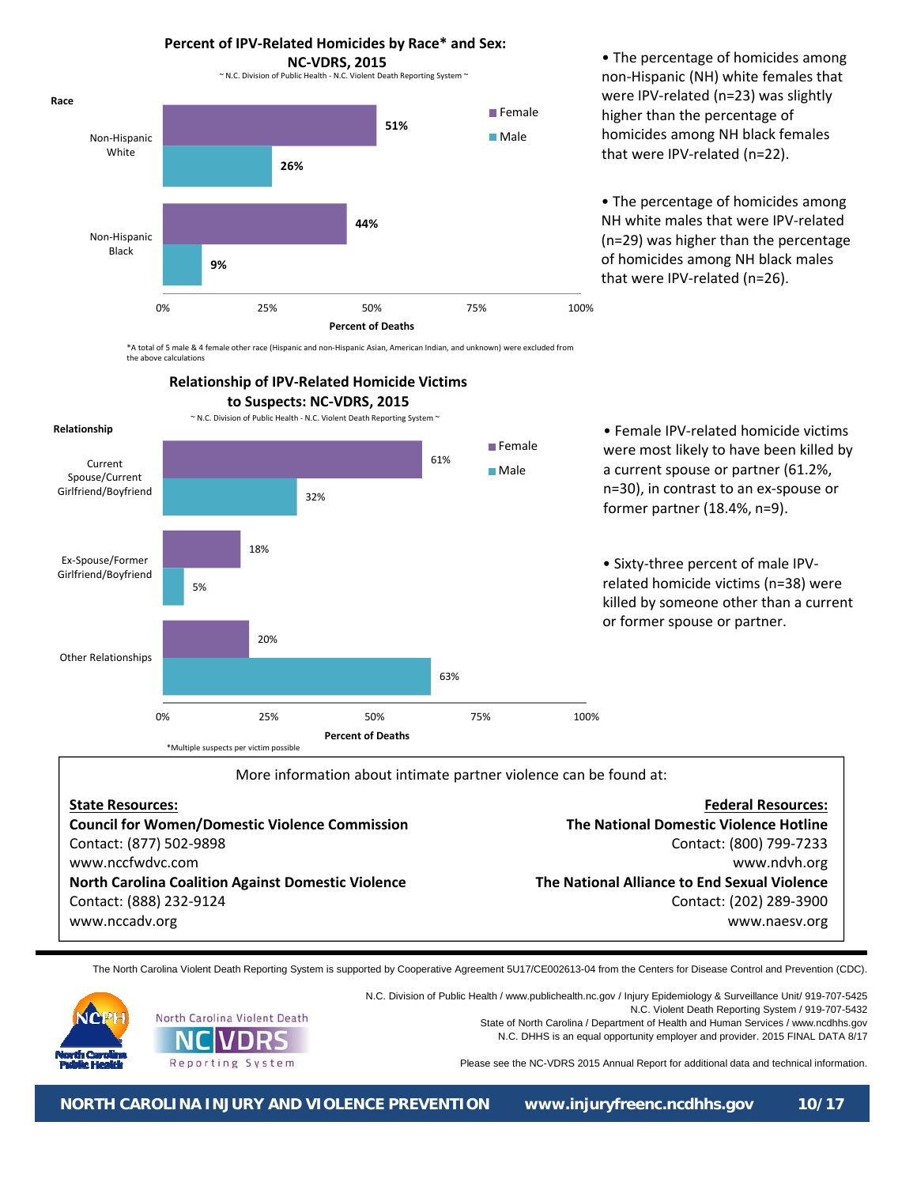**Percent of IPV-Related Homicides by Race* and Sex: NC-VDRS, 2015**

~ N.C. Division of Public Health - N.C. Violent Death Reporting System ~

Race

Non-Hispanic White

Non-Hispanic Black

Female

Male

51%

26%

44%

9%

0%
25%
50%
75%
100%

Percent of Deaths

*A total of 5 male & 4 female other race (Hispanic and non-Hispanic Asian, American Indian, and unknown) were excluded from the above calculations

- The percentage of homicides among non-Hispanic (NH) white females that were IPV-related (n=23) was slightly higher than the percentage of homicides among NH black females that were IPV-related (n=22).
- The percentage of homicides among NH white males that were IPV-related (n=29) was higher than the percentage of homicides among NH black males that were IPV-related (n=26).

**Relationship of IPV-Related Homicide Victims to Suspects: NC-VDRS, 2015**

~ N.C. Division of Public Health - N.C. Violent Death Reporting System ~

Relationship

Current Spouse/Current Girlfriend/Boyfriend

Ex-Spouse/Former Girlfriend/Boyfriend

Other Relationships

Female

Male

61%

32%

18%

5%

20%

63%

0%
25%
50%
75%
100%

Percent of Deaths

*Multiple suspects per victim possible

- Female IPV-related homicide victims were most likely to have been killed by a current spouse or partner (61.2%, n=30), in contrast to an ex-spouse or former partner (18.4%, n=9).
- Sixty-three percent of male IPV-related homicide victims (n=38) were killed by someone other than a current or former spouse or partner.

More information about intimate partner violence can be found at:

**State Resources:**

**Council for Women/Domestic Violence Commission**
Contact: (877) 502-9898
www.nccfwdvc.com

**North Carolina Coalition Against Domestic Violence**
Contact: (888) 232-9124
www.nccadv.org

**Federal Resources:**

**The National Domestic Violence Hotline**
Contact: (800) 799-7233
www.ndvh.org

**The National Alliance to End Sexual Violence**
Contact: (202) 289-3900
www.naesv.org

The North Carolina Violent Death Reporting System is supported by Cooperative Agreement 5U17/CE002613-04 from the Centers for Disease Control and Prevention (CDC).

N.C. Division of Public Health / www.publichealth.nc.gov / Injury Epidemiology & Surveillance Unit/ 919-707-5425
N.C. Violent Death Reporting System / 919-707-5432
State of North Carolina / Department of Health and Human Services / www.ncdhhs.gov
N.C. DHHS is an equal opportunity employer and provider. 2015 FINAL DATA 8/17

Please see the NC-VDRS 2015 Annual Report for additional data and technical information.

NORTH CAROLINA INJURY AND VIOLENCE PREVENTION www.injuryfreenc.ncdhhs.gov 10/17